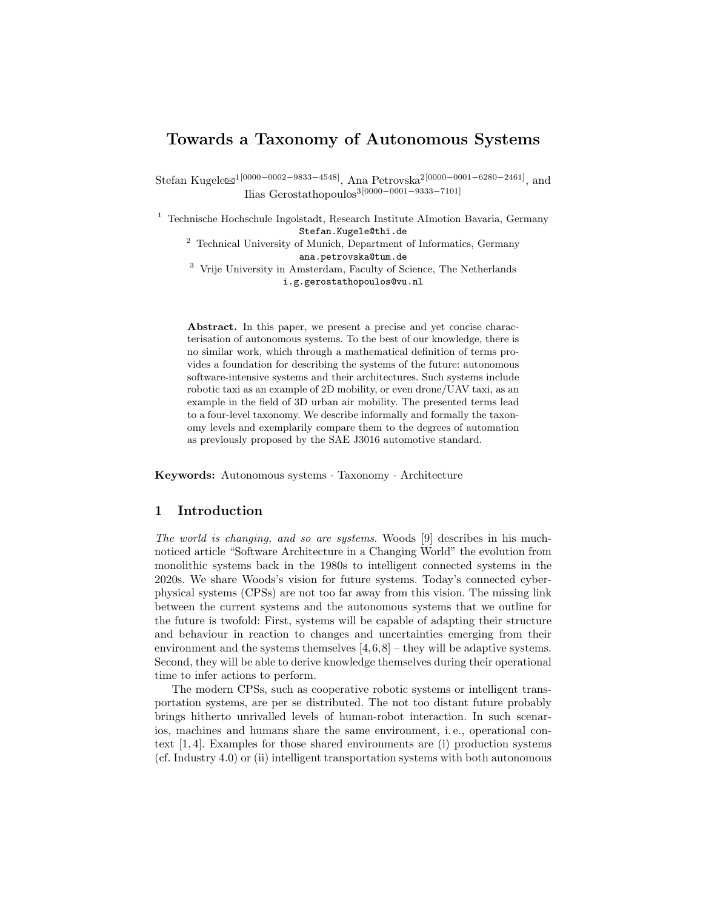# Towards a Taxonomy of Autonomous Systems

Stefan Kugele✉[1][0000-0002-9833-4548], Ana Petrovska[2][0000-0001-6280-2461], and Ilias Gerostathopoulos[3][0000-0001-9333-7101]

[1] Technische Hochschule Ingolstadt, Research Institute AImotion Bavaria, Germany
Stefan.Kugele@thi.de

[2] Technical University of Munich, Department of Informatics, Germany
ana.petrovska@tum.de

[3] Vrije University in Amsterdam, Faculty of Science, The Netherlands
i.g.gerostathopoulos@vu.nl

**Abstract.** In this paper, we present a precise and yet concise characterisation of autonomous systems. To the best of our knowledge, there is no similar work, which through a mathematical definition of terms provides a foundation for describing the systems of the future: autonomous software-intensive systems and their architectures. Such systems include robotic taxi as an example of 2D mobility, or even drone/UAV taxi, as an example in the field of 3D urban air mobility. The presented terms lead to a four-level taxonomy. We describe informally and formally the taxonomy levels and exemplarily compare them to the degrees of automation as previously proposed by the SAE J3016 automotive standard.

**Keywords:** Autonomous systems · Taxonomy · Architecture

## 1 Introduction

*The world is changing, and so are systems.* Woods [9] describes in his much-noticed article "Software Architecture in a Changing World" the evolution from monolithic systems back in the 1980s to intelligent connected systems in the 2020s. We share Woods's vision for future systems. Today's connected cyber-physical systems (CPSs) are not too far away from this vision. The missing link between the current systems and the autonomous systems that we outline for the future is twofold: First, systems will be capable of adapting their structure and behaviour in reaction to changes and uncertainties emerging from their environment and the systems themselves [4,6,8] – they will be adaptive systems. Second, they will be able to derive knowledge themselves during their operational time to infer actions to perform.

The modern CPSs, such as cooperative robotic systems or intelligent transportation systems, are per se distributed. The not too distant future probably brings hitherto unrivalled levels of human-robot interaction. In such scenarios, machines and humans share the same environment, i. e., operational context [1,4]. Examples for those shared environments are (i) production systems (cf. Industry 4.0) or (ii) intelligent transportation systems with both autonomous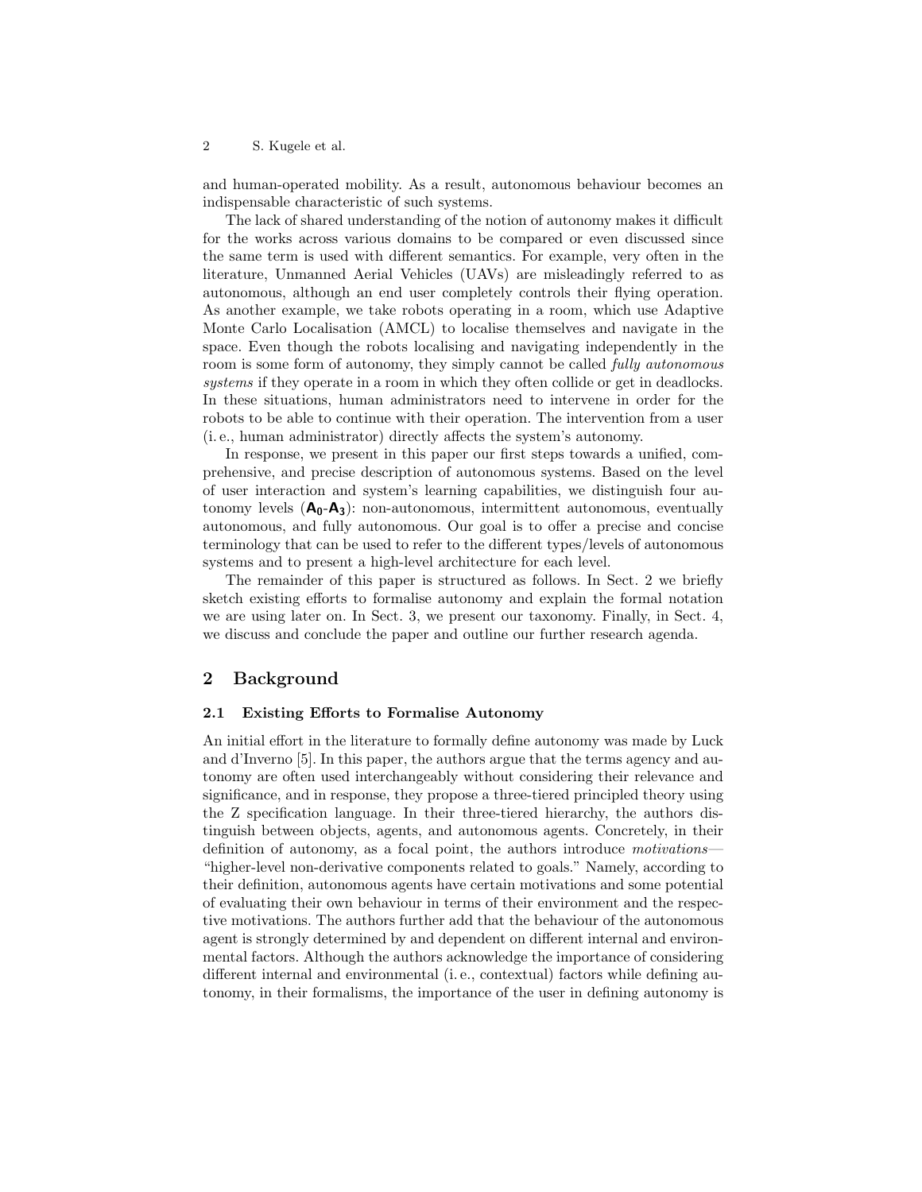and human-operated mobility. As a result, autonomous behaviour becomes an indispensable characteristic of such systems.

The lack of shared understanding of the notion of autonomy makes it difficult for the works across various domains to be compared or even discussed since the same term is used with different semantics. For example, very often in the literature, Unmanned Aerial Vehicles (UAVs) are misleadingly referred to as autonomous, although an end user completely controls their flying operation. As another example, we take robots operating in a room, which use Adaptive Monte Carlo Localisation (AMCL) to localise themselves and navigate in the space. Even though the robots localising and navigating independently in the room is some form of autonomy, they simply cannot be called *fully autonomous systems* if they operate in a room in which they often collide or get in deadlocks. In these situations, human administrators need to intervene in order for the robots to be able to continue with their operation. The intervention from a user (i. e., human administrator) directly affects the system's autonomy.

In response, we present in this paper our first steps towards a unified, comprehensive, and precise description of autonomous systems. Based on the level of user interaction and system's learning capabilities, we distinguish four autonomy levels ($\mathbf{A_0}$-$\mathbf{A_3}$): non-autonomous, intermittent autonomous, eventually autonomous, and fully autonomous. Our goal is to offer a precise and concise terminology that can be used to refer to the different types/levels of autonomous systems and to present a high-level architecture for each level.

The remainder of this paper is structured as follows. In Sect. 2 we briefly sketch existing efforts to formalise autonomy and explain the formal notation we are using later on. In Sect. 3, we present our taxonomy. Finally, in Sect. 4, we discuss and conclude the paper and outline our further research agenda.

## 2 Background

### 2.1 Existing Efforts to Formalise Autonomy

An initial effort in the literature to formally define autonomy was made by Luck and d'Inverno [5]. In this paper, the authors argue that the terms agency and autonomy are often used interchangeably without considering their relevance and significance, and in response, they propose a three-tiered principled theory using the Z specification language. In their three-tiered hierarchy, the authors distinguish between objects, agents, and autonomous agents. Concretely, in their definition of autonomy, as a focal point, the authors introduce *motivations*—"higher-level non-derivative components related to goals." Namely, according to their definition, autonomous agents have certain motivations and some potential of evaluating their own behaviour in terms of their environment and the respective motivations. The authors further add that the behaviour of the autonomous agent is strongly determined by and dependent on different internal and environmental factors. Although the authors acknowledge the importance of considering different internal and environmental (i. e., contextual) factors while defining autonomy, in their formalisms, the importance of the user in defining autonomy is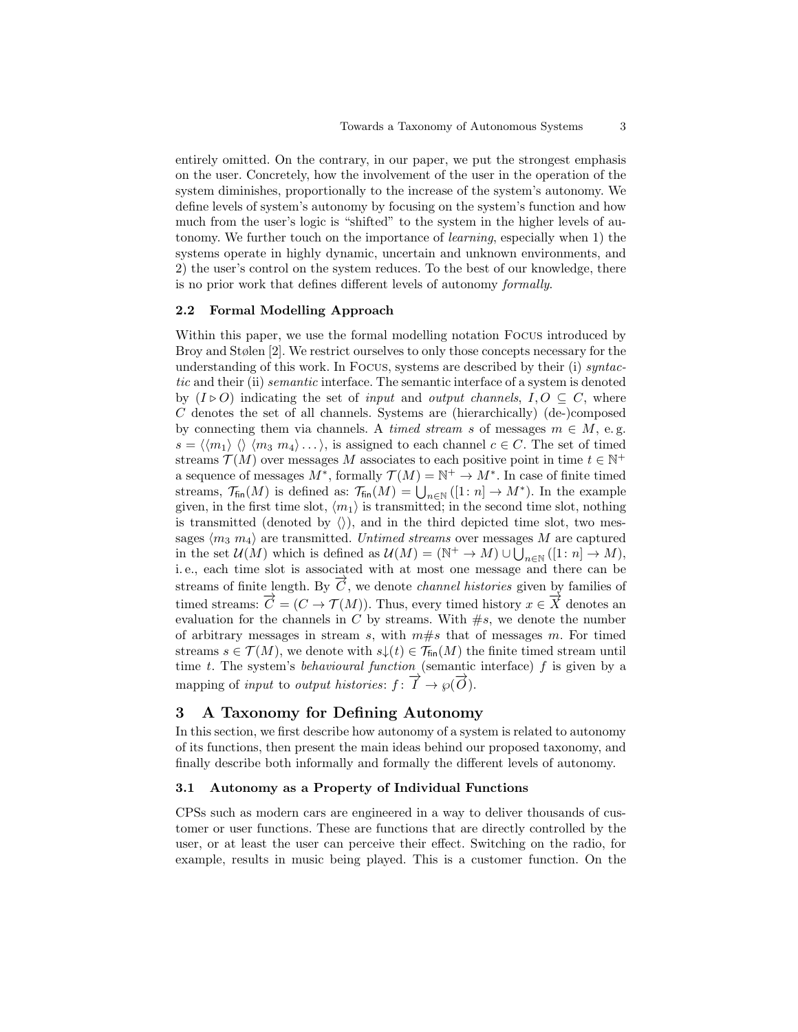entirely omitted. On the contrary, in our paper, we put the strongest emphasis on the user. Concretely, how the involvement of the user in the operation of the system diminishes, proportionally to the increase of the system's autonomy. We define levels of system's autonomy by focusing on the system's function and how much from the user's logic is "shifted" to the system in the higher levels of autonomy. We further touch on the importance of *learning*, especially when 1) the systems operate in highly dynamic, uncertain and unknown environments, and 2) the user's control on the system reduces. To the best of our knowledge, there is no prior work that defines different levels of autonomy *formally*.

### 2.2 Formal Modelling Approach

Within this paper, we use the formal modelling notation Focus introduced by Broy and Stølen [2]. We restrict ourselves to only those concepts necessary for the understanding of this work. In Focus, systems are described by their (i) *syntactic* and their (ii) *semantic* interface. The semantic interface of a system is denoted by $(I \triangleright O)$ indicating the set of *input* and *output channels*, $I, O \subseteq C$, where $C$ denotes the set of all channels. Systems are (hierarchically) (de-)composed by connecting them via channels. A *timed stream* $s$ of messages $m \in M$, e.g. $s = \langle\langle m_1\rangle\ \langle\rangle\ \langle m_3\ m_4\rangle \ldots\rangle$, is assigned to each channel $c \in C$. The set of timed streams $\mathcal{T}(M)$ over messages $M$ associates to each positive point in time $t \in \mathbb{N}^+$ a sequence of messages $M^*$, formally $\mathcal{T}(M) = \mathbb{N}^+ \to M^*$. In case of finite timed streams, $\mathcal{T}_{\mathsf{fin}}(M)$ is defined as: $\mathcal{T}_{\mathsf{fin}}(M) = \bigcup_{n \in \mathbb{N}} ([1\colon n] \to M^*)$. In the example given, in the first time slot, $\langle m_1\rangle$ is transmitted; in the second time slot, nothing is transmitted (denoted by $\langle\rangle$), and in the third depicted time slot, two messages $\langle m_3\ m_4\rangle$ are transmitted. *Untimed streams* over messages $M$ are captured in the set $\mathcal{U}(M)$ which is defined as $\mathcal{U}(M) = (\mathbb{N}^+ \to M) \cup \bigcup_{n \in \mathbb{N}} ([1\colon n] \to M)$, i.e., each time slot is associated with at most one message and there can be streams of finite length. By $\overrightarrow{C}$, we denote *channel histories* given by families of timed streams: $\overrightarrow{C} = (C \to \mathcal{T}(M))$. Thus, every timed history $x \in \overrightarrow{X}$ denotes an evaluation for the channels in $C$ by streams. With $\#s$, we denote the number of arbitrary messages in stream $s$, with $m\#s$ that of messages $m$. For timed streams $s \in \mathcal{T}(M)$, we denote with $s\downarrow(t) \in \mathcal{T}_{\mathsf{fin}}(M)$ the finite timed stream until time $t$. The system's *behavioural function* (semantic interface) $f$ is given by a mapping of *input* to *output histories*: $f\colon \overrightarrow{I} \to \wp(\overrightarrow{O})$.

## 3 A Taxonomy for Defining Autonomy

In this section, we first describe how autonomy of a system is related to autonomy of its functions, then present the main ideas behind our proposed taxonomy, and finally describe both informally and formally the different levels of autonomy.

### 3.1 Autonomy as a Property of Individual Functions

CPSs such as modern cars are engineered in a way to deliver thousands of customer or user functions. These are functions that are directly controlled by the user, or at least the user can perceive their effect. Switching on the radio, for example, results in music being played. This is a customer function. On the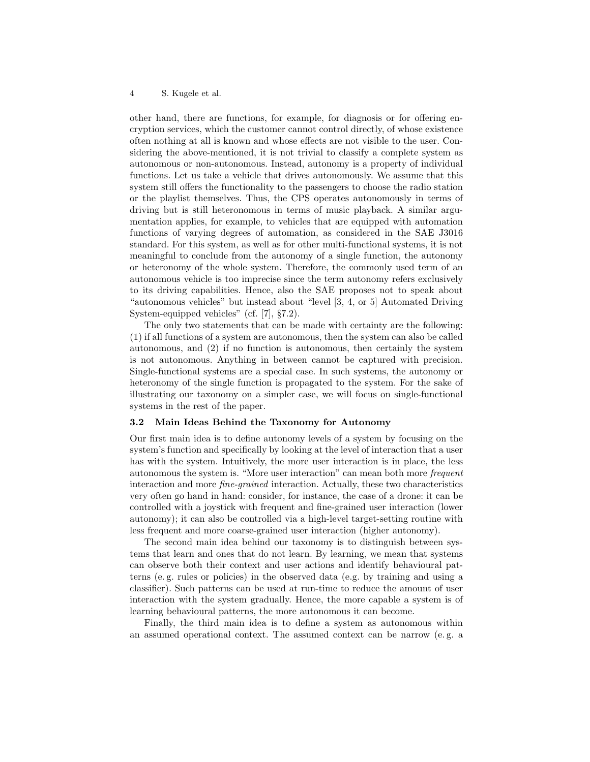other hand, there are functions, for example, for diagnosis or for offering encryption services, which the customer cannot control directly, of whose existence often nothing at all is known and whose effects are not visible to the user. Considering the above-mentioned, it is not trivial to classify a complete system as autonomous or non-autonomous. Instead, autonomy is a property of individual functions. Let us take a vehicle that drives autonomously. We assume that this system still offers the functionality to the passengers to choose the radio station or the playlist themselves. Thus, the CPS operates autonomously in terms of driving but is still heteronomous in terms of music playback. A similar argumentation applies, for example, to vehicles that are equipped with automation functions of varying degrees of automation, as considered in the SAE J3016 standard. For this system, as well as for other multi-functional systems, it is not meaningful to conclude from the autonomy of a single function, the autonomy or heteronomy of the whole system. Therefore, the commonly used term of an autonomous vehicle is too imprecise since the term autonomy refers exclusively to its driving capabilities. Hence, also the SAE proposes not to speak about "autonomous vehicles" but instead about "level [3, 4, or 5] Automated Driving System-equipped vehicles" (cf. [7], §7.2).

The only two statements that can be made with certainty are the following: (1) if all functions of a system are autonomous, then the system can also be called autonomous, and (2) if no function is autonomous, then certainly the system is not autonomous. Anything in between cannot be captured with precision. Single-functional systems are a special case. In such systems, the autonomy or heteronomy of the single function is propagated to the system. For the sake of illustrating our taxonomy on a simpler case, we will focus on single-functional systems in the rest of the paper.

### 3.2 Main Ideas Behind the Taxonomy for Autonomy

Our first main idea is to define autonomy levels of a system by focusing on the system's function and specifically by looking at the level of interaction that a user has with the system. Intuitively, the more user interaction is in place, the less autonomous the system is. "More user interaction" can mean both more *frequent* interaction and more *fine-grained* interaction. Actually, these two characteristics very often go hand in hand: consider, for instance, the case of a drone: it can be controlled with a joystick with frequent and fine-grained user interaction (lower autonomy); it can also be controlled via a high-level target-setting routine with less frequent and more coarse-grained user interaction (higher autonomy).

The second main idea behind our taxonomy is to distinguish between systems that learn and ones that do not learn. By learning, we mean that systems can observe both their context and user actions and identify behavioural patterns (e. g. rules or policies) in the observed data (e.g. by training and using a classifier). Such patterns can be used at run-time to reduce the amount of user interaction with the system gradually. Hence, the more capable a system is of learning behavioural patterns, the more autonomous it can become.

Finally, the third main idea is to define a system as autonomous within an assumed operational context. The assumed context can be narrow (e. g. a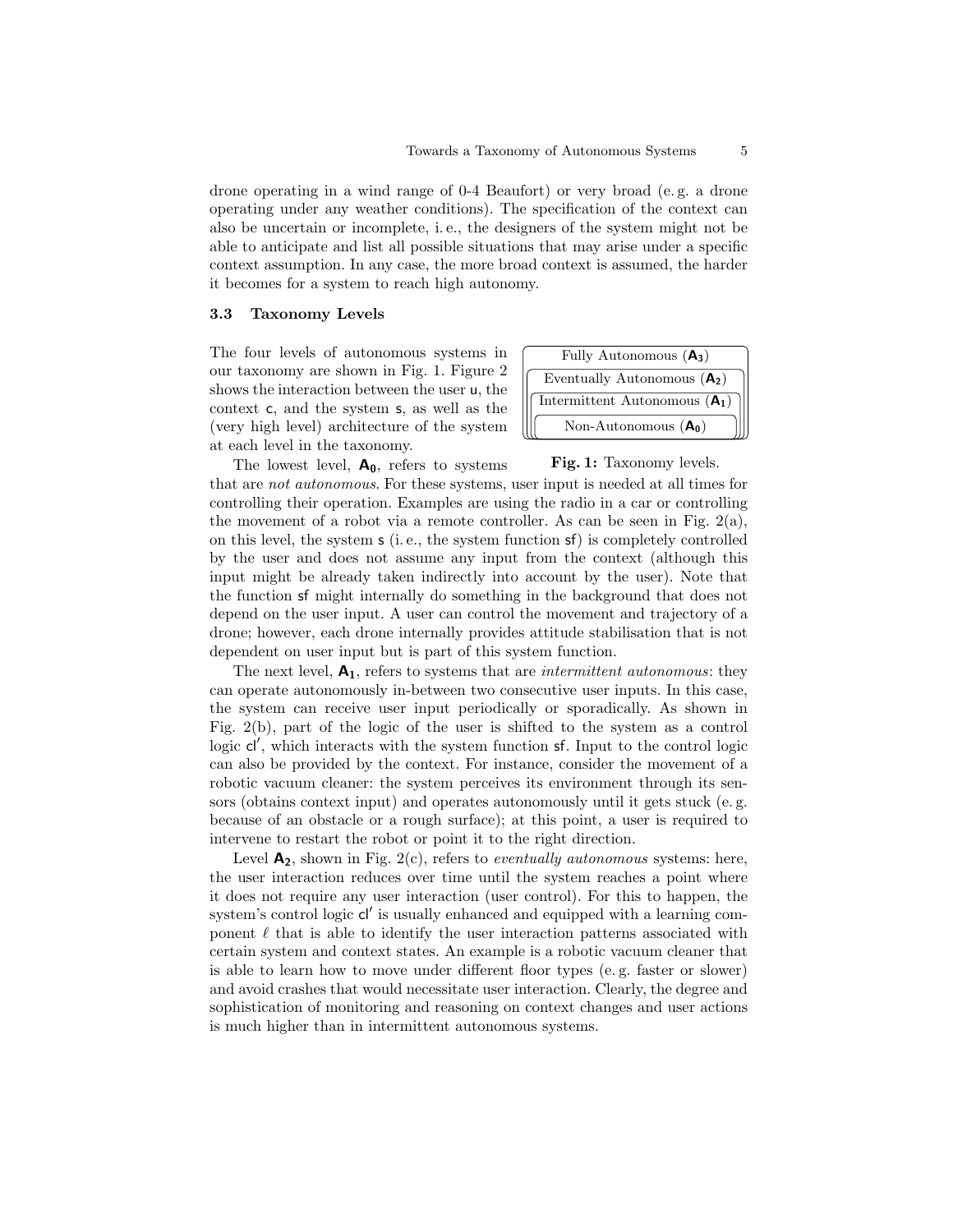drone operating in a wind range of 0-4 Beaufort) or very broad (e. g. a drone operating under any weather conditions). The specification of the context can also be uncertain or incomplete, i. e., the designers of the system might not be able to anticipate and list all possible situations that may arise under a specific context assumption. In any case, the more broad context is assumed, the harder it becomes for a system to reach high autonomy.

### 3.3 Taxonomy Levels

The four levels of autonomous systems in our taxonomy are shown in Fig. 1. Figure 2 shows the interaction between the user u, the context c, and the system s, as well as the (very high level) architecture of the system at each level in the taxonomy.

Fully Autonomous ($\mathbf{A_3}$)
Eventually Autonomous ($\mathbf{A_2}$)
Intermittent Autonomous ($\mathbf{A_1}$)
Non-Autonomous ($\mathbf{A_0}$)

**Fig. 1:** Taxonomy levels.

The lowest level, $\mathbf{A_0}$, refers to systems that are *not autonomous*. For these systems, user input is needed at all times for controlling their operation. Examples are using the radio in a car or controlling the movement of a robot via a remote controller. As can be seen in Fig. 2(a), on this level, the system s (i. e., the system function sf) is completely controlled by the user and does not assume any input from the context (although this input might be already taken indirectly into account by the user). Note that the function sf might internally do something in the background that does not depend on the user input. A user can control the movement and trajectory of a drone; however, each drone internally provides attitude stabilisation that is not dependent on user input but is part of this system function.

The next level, $\mathbf{A_1}$, refers to systems that are *intermittent autonomous*: they can operate autonomously in-between two consecutive user inputs. In this case, the system can receive user input periodically or sporadically. As shown in Fig. 2(b), part of the logic of the user is shifted to the system as a control logic cl′, which interacts with the system function sf. Input to the control logic can also be provided by the context. For instance, consider the movement of a robotic vacuum cleaner: the system perceives its environment through its sensors (obtains context input) and operates autonomously until it gets stuck (e. g. because of an obstacle or a rough surface); at this point, a user is required to intervene to restart the robot or point it to the right direction.

Level $\mathbf{A_2}$, shown in Fig. 2(c), refers to *eventually autonomous* systems: here, the user interaction reduces over time until the system reaches a point where it does not require any user interaction (user control). For this to happen, the system's control logic cl′ is usually enhanced and equipped with a learning component $\ell$ that is able to identify the user interaction patterns associated with certain system and context states. An example is a robotic vacuum cleaner that is able to learn how to move under different floor types (e. g. faster or slower) and avoid crashes that would necessitate user interaction. Clearly, the degree and sophistication of monitoring and reasoning on context changes and user actions is much higher than in intermittent autonomous systems.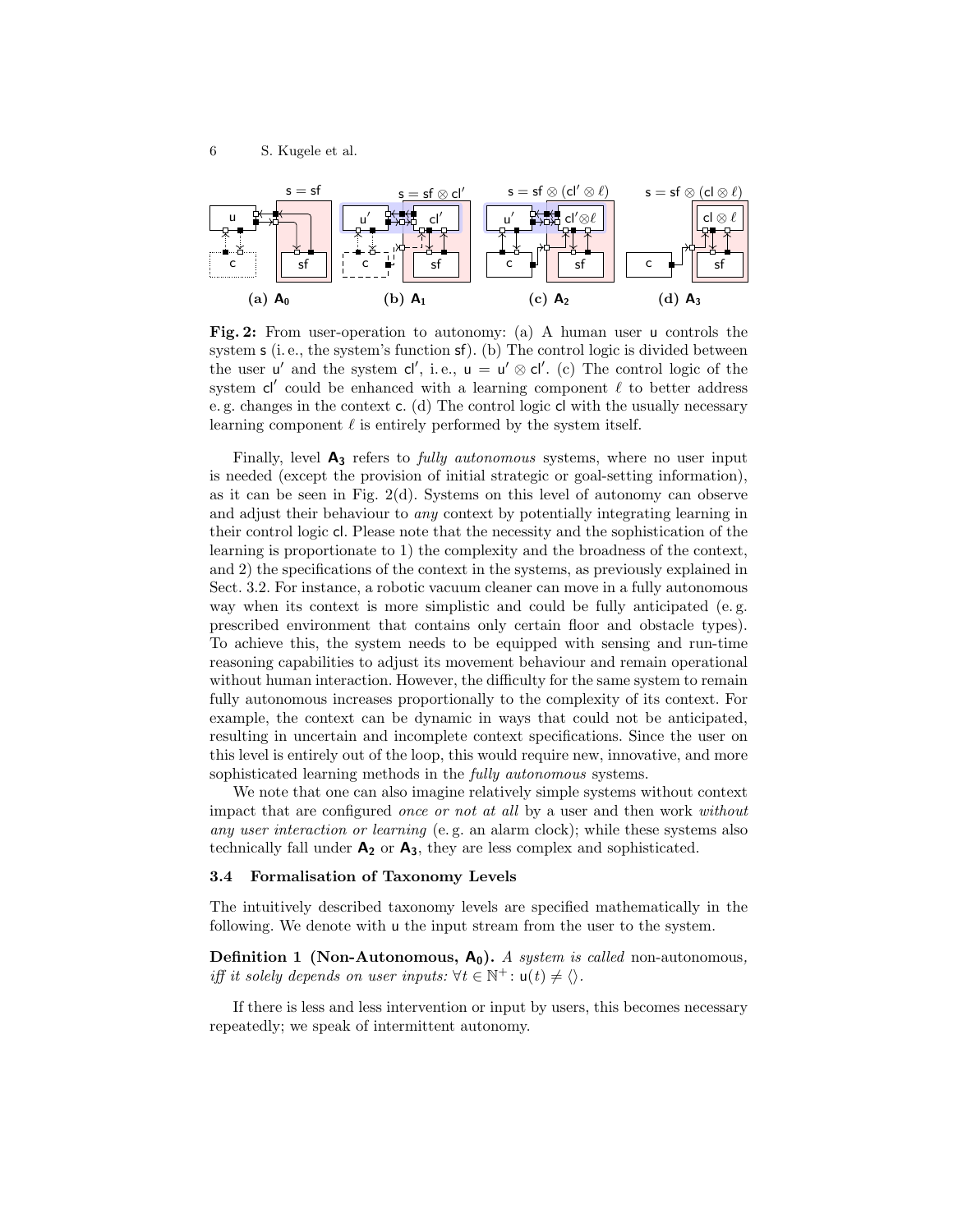$\mathsf{s} = \mathsf{sf}$ $\quad$ $\mathsf{s} = \mathsf{sf} \otimes \mathsf{cl}'$ $\quad$ $\mathsf{s} = \mathsf{sf} \otimes (\mathsf{cl}' \otimes \ell)$ $\quad$ $\mathsf{s} = \mathsf{sf} \otimes (\mathsf{cl} \otimes \ell)$

**(a) $\mathbf{A_0}$** $\quad$ **(b) $\mathbf{A_1}$** $\quad$ **(c) $\mathbf{A_2}$** $\quad$ **(d) $\mathbf{A_3}$**

**Fig. 2:** From user-operation to autonomy: (a) A human user $\mathsf{u}$ controls the system $\mathsf{s}$ (i. e., the system's function $\mathsf{sf}$). (b) The control logic is divided between the user $\mathsf{u}'$ and the system $\mathsf{cl}'$, i. e., $\mathsf{u} = \mathsf{u}' \otimes \mathsf{cl}'$. (c) The control logic of the system $\mathsf{cl}'$ could be enhanced with a learning component $\ell$ to better address e. g. changes in the context $\mathsf{c}$. (d) The control logic $\mathsf{cl}$ with the usually necessary learning component $\ell$ is entirely performed by the system itself.

Finally, level $\mathbf{A_3}$ refers to *fully autonomous* systems, where no user input is needed (except the provision of initial strategic or goal-setting information), as it can be seen in Fig. 2(d). Systems on this level of autonomy can observe and adjust their behaviour to *any* context by potentially integrating learning in their control logic $\mathsf{cl}$. Please note that the necessity and the sophistication of the learning is proportionate to 1) the complexity and the broadness of the context, and 2) the specifications of the context in the systems, as previously explained in Sect. 3.2. For instance, a robotic vacuum cleaner can move in a fully autonomous way when its context is more simplistic and could be fully anticipated (e. g. prescribed environment that contains only certain floor and obstacle types). To achieve this, the system needs to be equipped with sensing and run-time reasoning capabilities to adjust its movement behaviour and remain operational without human interaction. However, the difficulty for the same system to remain fully autonomous increases proportionally to the complexity of its context. For example, the context can be dynamic in ways that could not be anticipated, resulting in uncertain and incomplete context specifications. Since the user on this level is entirely out of the loop, this would require new, innovative, and more sophisticated learning methods in the *fully autonomous* systems.

We note that one can also imagine relatively simple systems without context impact that are configured *once or not at all* by a user and then work *without any user interaction or learning* (e. g. an alarm clock); while these systems also technically fall under $\mathbf{A_2}$ or $\mathbf{A_3}$, they are less complex and sophisticated.

### 3.4 Formalisation of Taxonomy Levels

The intuitively described taxonomy levels are specified mathematically in the following. We denote with $\mathsf{u}$ the input stream from the user to the system.

**Definition 1 (Non-Autonomous, $\mathbf{A_0}$).** *A system is called* non-autonomous*, iff it solely depends on user inputs:* $\forall t \in \mathbb{N}^+ \colon \mathsf{u}(t) \neq \langle\rangle$.

If there is less and less intervention or input by users, this becomes necessary repeatedly; we speak of intermittent autonomy.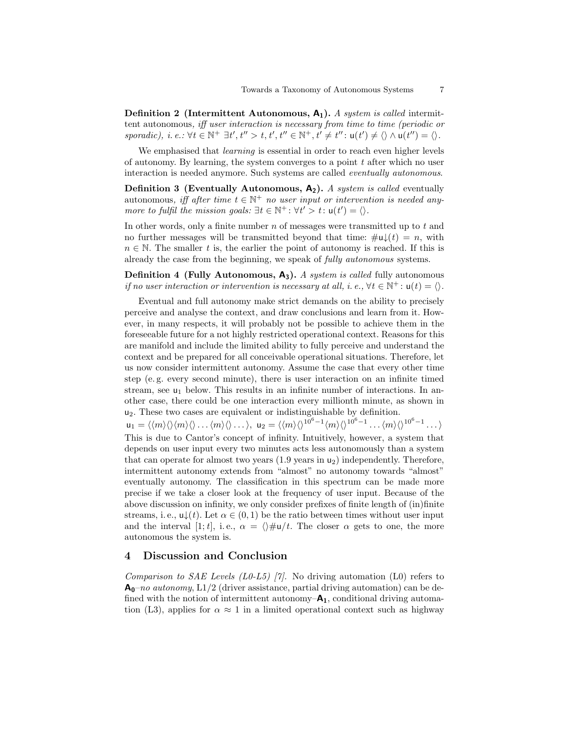**Definition 2 (Intermittent Autonomous, $\mathsf{A_1}$).** *A system is called* intermittent autonomous*, iff user interaction is necessary from time to time (periodic or sporadic), i. e.:* $\forall t \in \mathbb{N}^+ \; \exists t', t'' > t, t', t'' \in \mathbb{N}^+, t' \neq t'' \colon \mathsf{u}(t') \neq \langle\rangle \wedge \mathsf{u}(t'') = \langle\rangle$.

We emphasised that *learning* is essential in order to reach even higher levels of autonomy. By learning, the system converges to a point $t$ after which no user interaction is needed anymore. Such systems are called *eventually autonomous*.

**Definition 3 (Eventually Autonomous, $\mathsf{A_2}$).** *A system is called* eventually autonomous*, iff after time* $t \in \mathbb{N}^+$ *no user input or intervention is needed anymore to fulfil the mission goals:* $\exists t \in \mathbb{N}^+ \colon \forall t' > t \colon \mathsf{u}(t') = \langle\rangle$.

In other words, only a finite number $n$ of messages were transmitted up to $t$ and no further messages will be transmitted beyond that time: $\#\mathsf{u}{\downarrow}(t) = n$, with $n \in \mathbb{N}$. The smaller $t$ is, the earlier the point of autonomy is reached. If this is already the case from the beginning, we speak of *fully autonomous* systems.

**Definition 4 (Fully Autonomous, $\mathsf{A_3}$).** *A system is called* fully autonomous *if no user interaction or intervention is necessary at all, i. e.,* $\forall t \in \mathbb{N}^+ \colon \mathsf{u}(t) = \langle\rangle$.

Eventual and full autonomy make strict demands on the ability to precisely perceive and analyse the context, and draw conclusions and learn from it. However, in many respects, it will probably not be possible to achieve them in the foreseeable future for a not highly restricted operational context. Reasons for this are manifold and include the limited ability to fully perceive and understand the context and be prepared for all conceivable operational situations. Therefore, let us now consider intermittent autonomy. Assume the case that every other time step (e. g. every second minute), there is user interaction on an infinite timed stream, see $\mathsf{u}_1$ below. This results in an infinite number of interactions. In another case, there could be one interaction every millionth minute, as shown in $\mathsf{u}_2$. These two cases are equivalent or indistinguishable by definition.

$\mathsf{u}_1 = \langle\langle m\rangle\langle\rangle\langle m\rangle\langle\rangle \ldots \langle m\rangle\langle\rangle \ldots\rangle$, $\mathsf{u}_2 = \langle\langle m\rangle\langle\rangle^{10^6-1}\langle m\rangle\langle\rangle^{10^6-1} \ldots \langle m\rangle\langle\rangle^{10^6-1} \ldots\rangle$

This is due to Cantor's concept of infinity. Intuitively, however, a system that depends on user input every two minutes acts less autonomously than a system that can operate for almost two years (1.9 years in $\mathsf{u}_2$) independently. Therefore, intermittent autonomy extends from "almost" no autonomy towards "almost" eventually autonomy. The classification in this spectrum can be made more precise if we take a closer look at the frequency of user input. Because of the above discussion on infinity, we only consider prefixes of finite length of (in)finite streams, i. e., $\mathsf{u}{\downarrow}(t)$. Let $\alpha \in (0, 1)$ be the ratio between times without user input and the interval $[1; t]$, i. e., $\alpha = \langle\rangle\#\mathsf{u}/t$. The closer $\alpha$ gets to one, the more autonomous the system is.

## 4 Discussion and Conclusion

*Comparison to SAE Levels (L0-L5) [7].* No driving automation (L0) refers to $\mathsf{A_0}$–*no autonomy*, L1/2 (driver assistance, partial driving automation) can be defined with the notion of intermittent autonomy–$\mathsf{A_1}$, conditional driving automation (L3), applies for $\alpha \approx 1$ in a limited operational context such as highway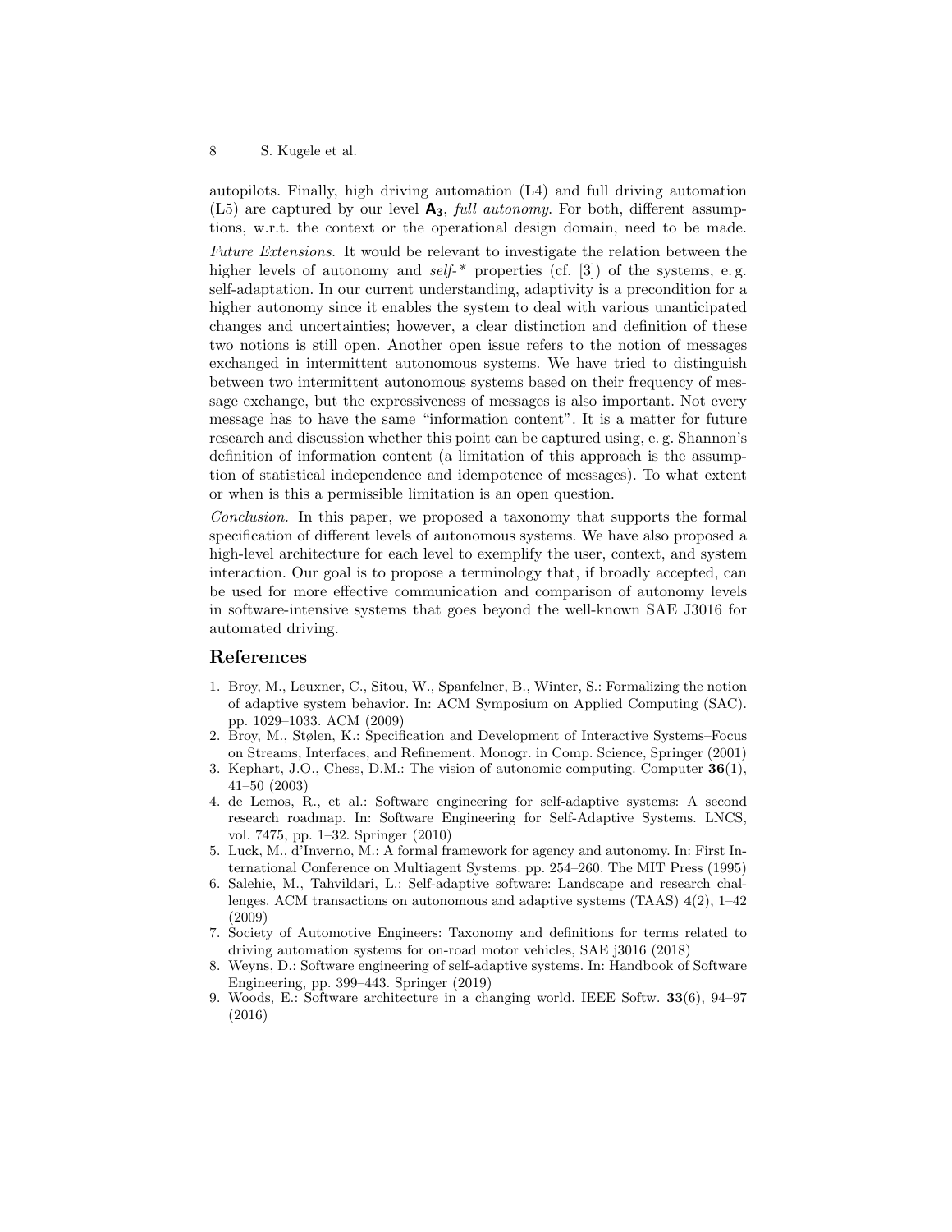autopilots. Finally, high driving automation (L4) and full driving automation (L5) are captured by our level $\mathbf{A_3}$, *full autonomy*. For both, different assumptions, w.r.t. the context or the operational design domain, need to be made.

*Future Extensions.* It would be relevant to investigate the relation between the higher levels of autonomy and *self-\** properties (cf. [3]) of the systems, e. g. self-adaptation. In our current understanding, adaptivity is a precondition for a higher autonomy since it enables the system to deal with various unanticipated changes and uncertainties; however, a clear distinction and definition of these two notions is still open. Another open issue refers to the notion of messages exchanged in intermittent autonomous systems. We have tried to distinguish between two intermittent autonomous systems based on their frequency of message exchange, but the expressiveness of messages is also important. Not every message has to have the same "information content". It is a matter for future research and discussion whether this point can be captured using, e. g. Shannon's definition of information content (a limitation of this approach is the assumption of statistical independence and idempotence of messages). To what extent or when is this a permissible limitation is an open question.

*Conclusion.* In this paper, we proposed a taxonomy that supports the formal specification of different levels of autonomous systems. We have also proposed a high-level architecture for each level to exemplify the user, context, and system interaction. Our goal is to propose a terminology that, if broadly accepted, can be used for more effective communication and comparison of autonomy levels in software-intensive systems that goes beyond the well-known SAE J3016 for automated driving.

## References

1. Broy, M., Leuxner, C., Sitou, W., Spanfelner, B., Winter, S.: Formalizing the notion of adaptive system behavior. In: ACM Symposium on Applied Computing (SAC). pp. 1029–1033. ACM (2009)
2. Broy, M., Stølen, K.: Specification and Development of Interactive Systems–Focus on Streams, Interfaces, and Refinement. Monogr. in Comp. Science, Springer (2001)
3. Kephart, J.O., Chess, D.M.: The vision of autonomic computing. Computer **36**(1), 41–50 (2003)
4. de Lemos, R., et al.: Software engineering for self-adaptive systems: A second research roadmap. In: Software Engineering for Self-Adaptive Systems. LNCS, vol. 7475, pp. 1–32. Springer (2010)
5. Luck, M., d'Inverno, M.: A formal framework for agency and autonomy. In: First International Conference on Multiagent Systems. pp. 254–260. The MIT Press (1995)
6. Salehie, M., Tahvildari, L.: Self-adaptive software: Landscape and research challenges. ACM transactions on autonomous and adaptive systems (TAAS) **4**(2), 1–42 (2009)
7. Society of Automotive Engineers: Taxonomy and definitions for terms related to driving automation systems for on-road motor vehicles, SAE j3016 (2018)
8. Weyns, D.: Software engineering of self-adaptive systems. In: Handbook of Software Engineering, pp. 399–443. Springer (2019)
9. Woods, E.: Software architecture in a changing world. IEEE Softw. **33**(6), 94–97 (2016)